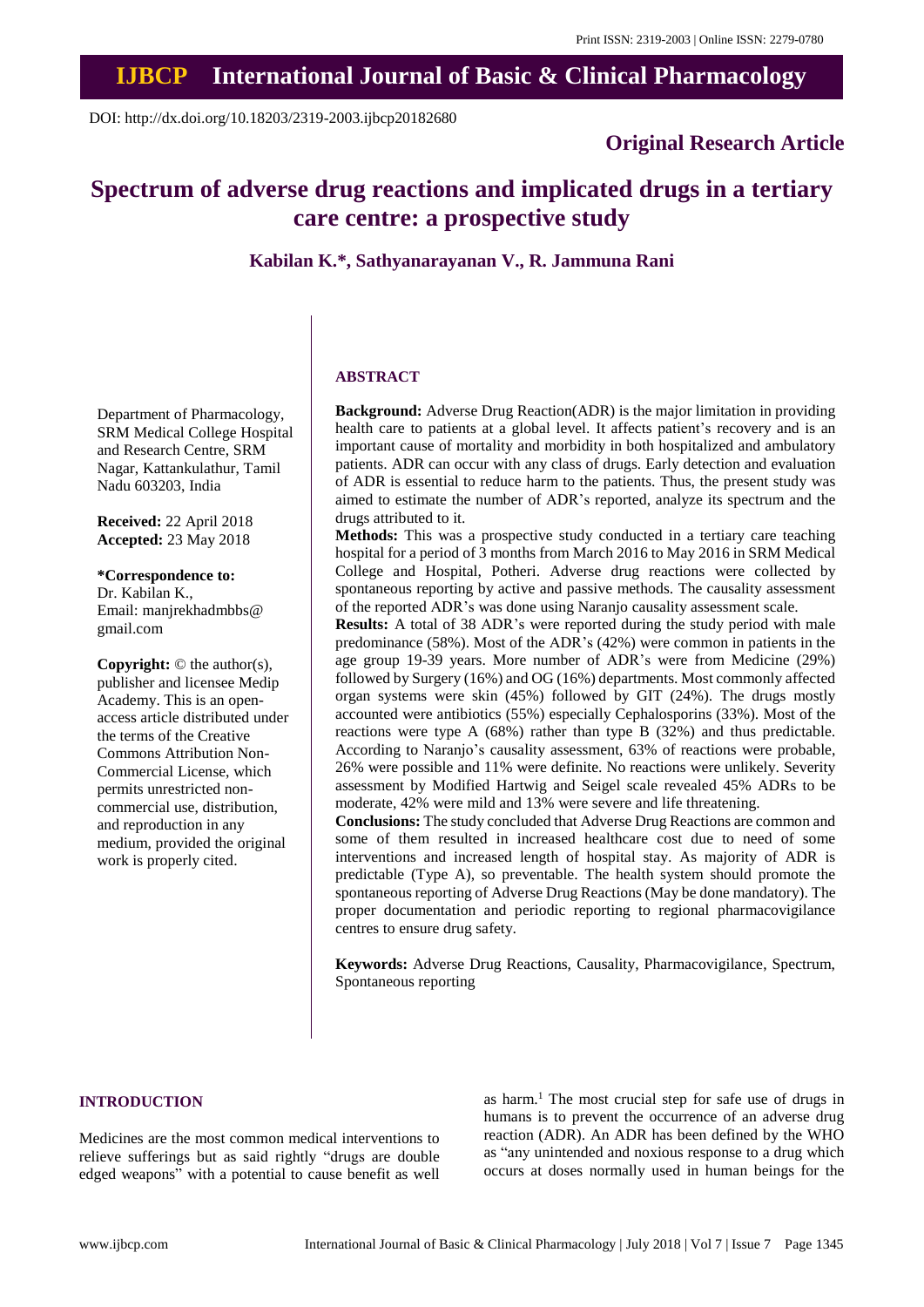Print ISSN: 2319-2003 | Online ISSN: 2279-0780

# IJBCP International Journal of Basic & Clinical Pharmacology

DOI: http://dx.doi.org/10.18203/2319-2003.ijbcp20182680

**Original Research Article**

# Spectrum of adverse drug reactions and implicated drugs in a tertiary care centre: a prospective study

**Kabilan K.*, Sathyanarayanan V., R. Jammuna Rani**

Department of Pharmacology, SRM Medical College Hospital and Research Centre, SRM Nagar, Kattankulathur, Tamil Nadu 603203, India

**Received:** 22 April 2018
**Accepted:** 23 May 2018

***Correspondence to:**
Dr. Kabilan K.,
Email: manjrekhadmbbs@gmail.com

**Copyright:** © the author(s), publisher and licensee Medip Academy. This is an open-access article distributed under the terms of the Creative Commons Attribution Non-Commercial License, which permits unrestricted non-commercial use, distribution, and reproduction in any medium, provided the original work is properly cited.

## ABSTRACT

**Background:** Adverse Drug Reaction(ADR) is the major limitation in providing health care to patients at a global level. It affects patient's recovery and is an important cause of mortality and morbidity in both hospitalized and ambulatory patients. ADR can occur with any class of drugs. Early detection and evaluation of ADR is essential to reduce harm to the patients. Thus, the present study was aimed to estimate the number of ADR's reported, analyze its spectrum and the drugs attributed to it.

**Methods:** This was a prospective study conducted in a tertiary care teaching hospital for a period of 3 months from March 2016 to May 2016 in SRM Medical College and Hospital, Potheri. Adverse drug reactions were collected by spontaneous reporting by active and passive methods. The causality assessment of the reported ADR's was done using Naranjo causality assessment scale.

**Results:** A total of 38 ADR's were reported during the study period with male predominance (58%). Most of the ADR's (42%) were common in patients in the age group 19-39 years. More number of ADR's were from Medicine (29%) followed by Surgery (16%) and OG (16%) departments. Most commonly affected organ systems were skin (45%) followed by GIT (24%). The drugs mostly accounted were antibiotics (55%) especially Cephalosporins (33%). Most of the reactions were type A (68%) rather than type B (32%) and thus predictable. According to Naranjo's causality assessment, 63% of reactions were probable, 26% were possible and 11% were definite. No reactions were unlikely. Severity assessment by Modified Hartwig and Seigel scale revealed 45% ADRs to be moderate, 42% were mild and 13% were severe and life threatening.

**Conclusions:** The study concluded that Adverse Drug Reactions are common and some of them resulted in increased healthcare cost due to need of some interventions and increased length of hospital stay. As majority of ADR is predictable (Type A), so preventable. The health system should promote the spontaneous reporting of Adverse Drug Reactions (May be done mandatory). The proper documentation and periodic reporting to regional pharmacovigilance centres to ensure drug safety.

**Keywords:** Adverse Drug Reactions, Causality, Pharmacovigilance, Spectrum, Spontaneous reporting

## INTRODUCTION

Medicines are the most common medical interventions to relieve sufferings but as said rightly "drugs are double edged weapons" with a potential to cause benefit as well as harm.[1] The most crucial step for safe use of drugs in humans is to prevent the occurrence of an adverse drug reaction (ADR). An ADR has been defined by the WHO as "any unintended and noxious response to a drug which occurs at doses normally used in human beings for the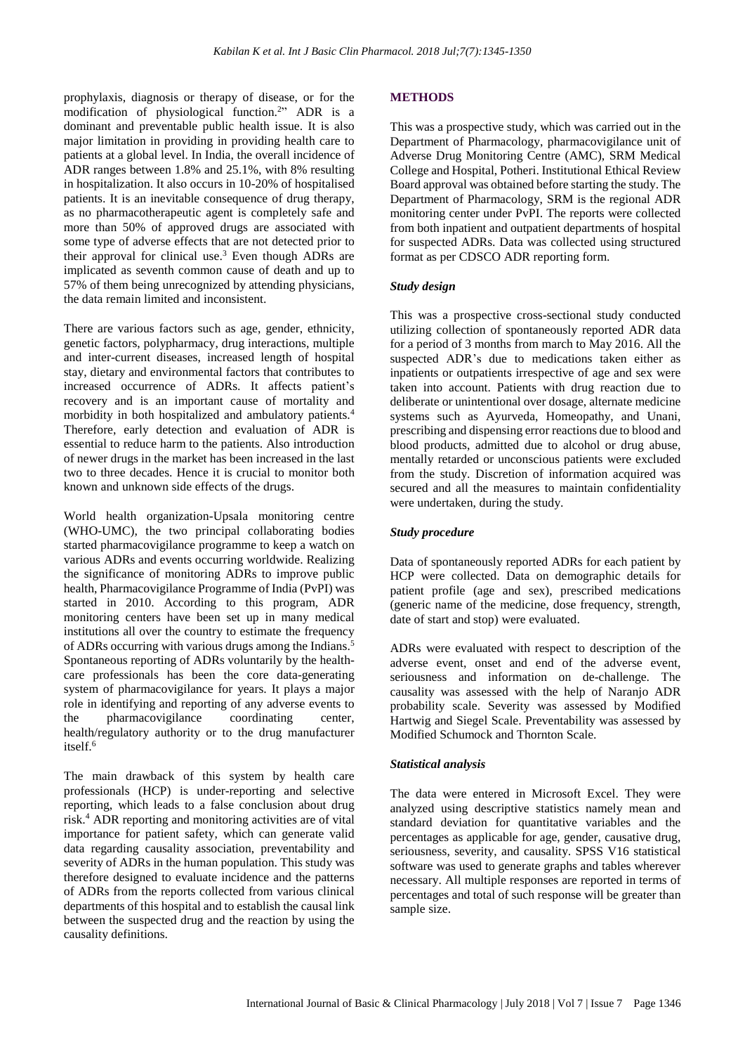prophylaxis, diagnosis or therapy of disease, or for the modification of physiological function.[2]" ADR is a dominant and preventable public health issue. It is also major limitation in providing in providing health care to patients at a global level. In India, the overall incidence of ADR ranges between 1.8% and 25.1%, with 8% resulting in hospitalization. It also occurs in 10-20% of hospitalised patients. It is an inevitable consequence of drug therapy, as no pharmacotherapeutic agent is completely safe and more than 50% of approved drugs are associated with some type of adverse effects that are not detected prior to their approval for clinical use.[3] Even though ADRs are implicated as seventh common cause of death and up to 57% of them being unrecognized by attending physicians, the data remain limited and inconsistent.

There are various factors such as age, gender, ethnicity, genetic factors, polypharmacy, drug interactions, multiple and inter-current diseases, increased length of hospital stay, dietary and environmental factors that contributes to increased occurrence of ADRs. It affects patient's recovery and is an important cause of mortality and morbidity in both hospitalized and ambulatory patients.[4] Therefore, early detection and evaluation of ADR is essential to reduce harm to the patients. Also introduction of newer drugs in the market has been increased in the last two to three decades. Hence it is crucial to monitor both known and unknown side effects of the drugs.

World health organization-Upsala monitoring centre (WHO-UMC), the two principal collaborating bodies started pharmacovigilance programme to keep a watch on various ADRs and events occurring worldwide. Realizing the significance of monitoring ADRs to improve public health, Pharmacovigilance Programme of India (PvPI) was started in 2010. According to this program, ADR monitoring centers have been set up in many medical institutions all over the country to estimate the frequency of ADRs occurring with various drugs among the Indians.[5] Spontaneous reporting of ADRs voluntarily by the health-care professionals has been the core data-generating system of pharmacovigilance for years. It plays a major role in identifying and reporting of any adverse events to the pharmacovigilance coordinating center, health/regulatory authority or to the drug manufacturer itself.[6]

The main drawback of this system by health care professionals (HCP) is under-reporting and selective reporting, which leads to a false conclusion about drug risk.[4] ADR reporting and monitoring activities are of vital importance for patient safety, which can generate valid data regarding causality association, preventability and severity of ADRs in the human population. This study was therefore designed to evaluate incidence and the patterns of ADRs from the reports collected from various clinical departments of this hospital and to establish the causal link between the suspected drug and the reaction by using the causality definitions.

## METHODS

This was a prospective study, which was carried out in the Department of Pharmacology, pharmacovigilance unit of Adverse Drug Monitoring Centre (AMC), SRM Medical College and Hospital, Potheri. Institutional Ethical Review Board approval was obtained before starting the study. The Department of Pharmacology, SRM is the regional ADR monitoring center under PvPI. The reports were collected from both inpatient and outpatient departments of hospital for suspected ADRs. Data was collected using structured format as per CDSCO ADR reporting form.

### *Study design*

This was a prospective cross-sectional study conducted utilizing collection of spontaneously reported ADR data for a period of 3 months from march to May 2016. All the suspected ADR's due to medications taken either as inpatients or outpatients irrespective of age and sex were taken into account. Patients with drug reaction due to deliberate or unintentional over dosage, alternate medicine systems such as Ayurveda, Homeopathy, and Unani, prescribing and dispensing error reactions due to blood and blood products, admitted due to alcohol or drug abuse, mentally retarded or unconscious patients were excluded from the study. Discretion of information acquired was secured and all the measures to maintain confidentiality were undertaken, during the study.

### *Study procedure*

Data of spontaneously reported ADRs for each patient by HCP were collected. Data on demographic details for patient profile (age and sex), prescribed medications (generic name of the medicine, dose frequency, strength, date of start and stop) were evaluated.

ADRs were evaluated with respect to description of the adverse event, onset and end of the adverse event, seriousness and information on de-challenge. The causality was assessed with the help of Naranjo ADR probability scale. Severity was assessed by Modified Hartwig and Siegel Scale. Preventability was assessed by Modified Schumock and Thornton Scale.

### *Statistical analysis*

The data were entered in Microsoft Excel. They were analyzed using descriptive statistics namely mean and standard deviation for quantitative variables and the percentages as applicable for age, gender, causative drug, seriousness, severity, and causality. SPSS V16 statistical software was used to generate graphs and tables wherever necessary. All multiple responses are reported in terms of percentages and total of such response will be greater than sample size.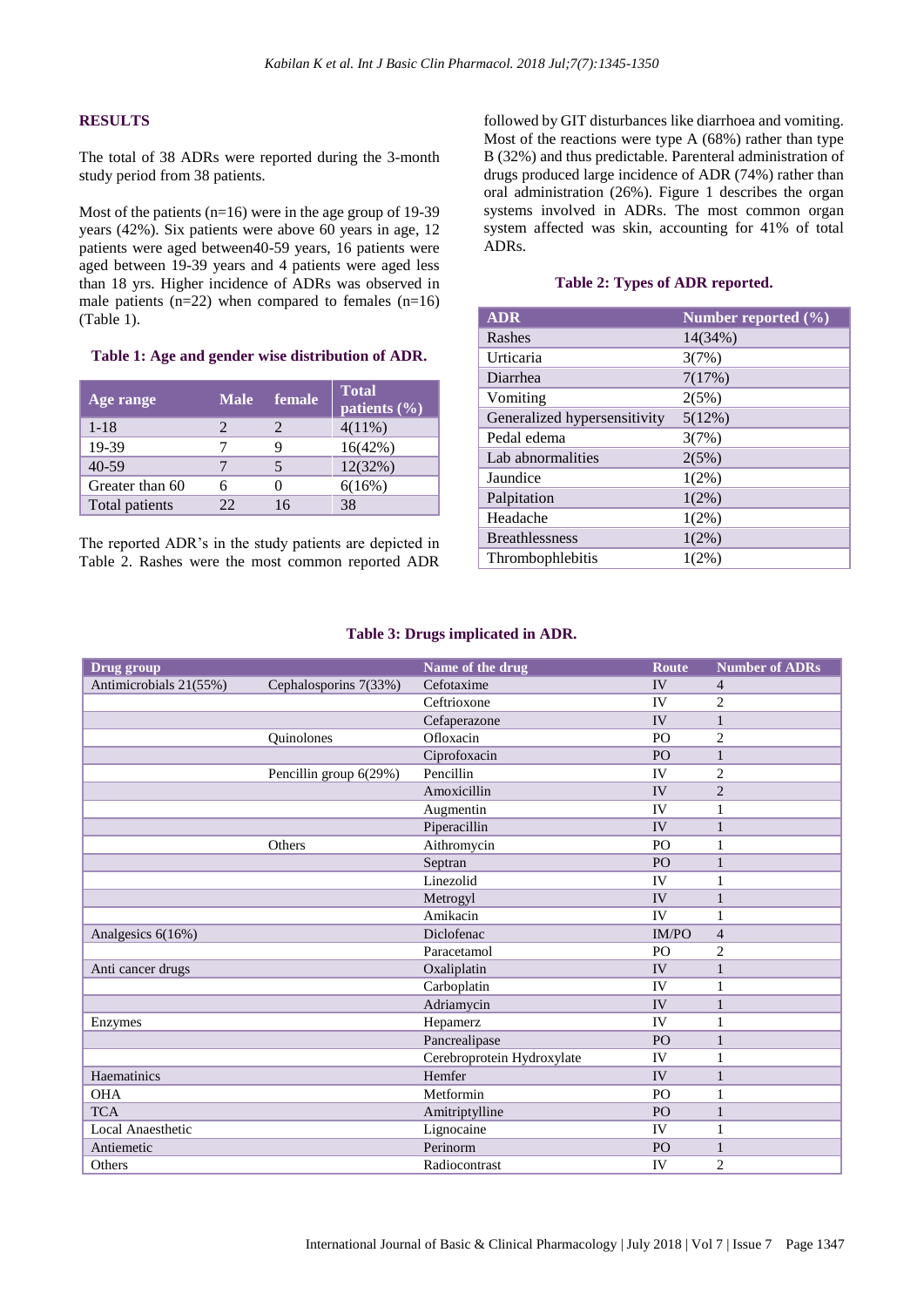## RESULTS

The total of 38 ADRs were reported during the 3-month study period from 38 patients.

Most of the patients (n=16) were in the age group of 19-39 years (42%). Six patients were above 60 years in age, 12 patients were aged between40-59 years, 16 patients were aged between 19-39 years and 4 patients were aged less than 18 yrs. Higher incidence of ADRs was observed in male patients (n=22) when compared to females (n=16) (Table 1).

**Table 1: Age and gender wise distribution of ADR.**

| Age range | Male | female | Total patients (%) |
|---|---|---|---|
| 1-18 | 2 | 2 | 4(11%) |
| 19-39 | 7 | 9 | 16(42%) |
| 40-59 | 7 | 5 | 12(32%) |
| Greater than 60 | 6 | 0 | 6(16%) |
| Total patients | 22 | 16 | 38 |

The reported ADR's in the study patients are depicted in Table 2. Rashes were the most common reported ADR followed by GIT disturbances like diarrhoea and vomiting. Most of the reactions were type A (68%) rather than type B (32%) and thus predictable. Parenteral administration of drugs produced large incidence of ADR (74%) rather than oral administration (26%). Figure 1 describes the organ systems involved in ADRs. The most common organ system affected was skin, accounting for 41% of total ADRs.

**Table 2: Types of ADR reported.**

| ADR | Number reported (%) |
|---|---|
| Rashes | 14(34%) |
| Urticaria | 3(7%) |
| Diarrhea | 7(17%) |
| Vomiting | 2(5%) |
| Generalized hypersensitivity | 5(12%) |
| Pedal edema | 3(7%) |
| Lab abnormalities | 2(5%) |
| Jaundice | 1(2%) |
| Palpitation | 1(2%) |
| Headache | 1(2%) |
| Breathlessness | 1(2%) |
| Thrombophlebitis | 1(2%) |

**Table 3: Drugs implicated in ADR.**

| Drug group | | Name of the drug | Route | Number of ADRs |
|---|---|---|---|---|
| Antimicrobials 21(55%) | Cephalosporins 7(33%) | Cefotaxime | IV | 4 |
| | | Ceftrioxone | IV | 2 |
| | | Cefaperazone | IV | 1 |
| | Quinolones | Ofloxacin | PO | 2 |
| | | Ciprofoxacin | PO | 1 |
| | Pencillin group 6(29%) | Pencillin | IV | 2 |
| | | Amoxicillin | IV | 2 |
| | | Augmentin | IV | 1 |
| | | Piperacillin | IV | 1 |
| | Others | Aithromycin | PO | 1 |
| | | Septran | PO | 1 |
| | | Linezolid | IV | 1 |
| | | Metrogyl | IV | 1 |
| | | Amikacin | IV | 1 |
| Analgesics 6(16%) | | Diclofenac | IM/PO | 4 |
| | | Paracetamol | PO | 2 |
| Anti cancer drugs | | Oxaliplatin | IV | 1 |
| | | Carboplatin | IV | 1 |
| | | Adriamycin | IV | 1 |
| Enzymes | | Hepamerz | IV | 1 |
| | | Pancrealipase | PO | 1 |
| | | Cerebroprotein Hydroxylate | IV | 1 |
| Haematinics | | Hemfer | IV | 1 |
| OHA | | Metformin | PO | 1 |
| TCA | | Amitriptylline | PO | 1 |
| Local Anaesthetic | | Lignocaine | IV | 1 |
| Antiemetic | | Perinorm | PO | 1 |
| Others | | Radiocontrast | IV | 2 |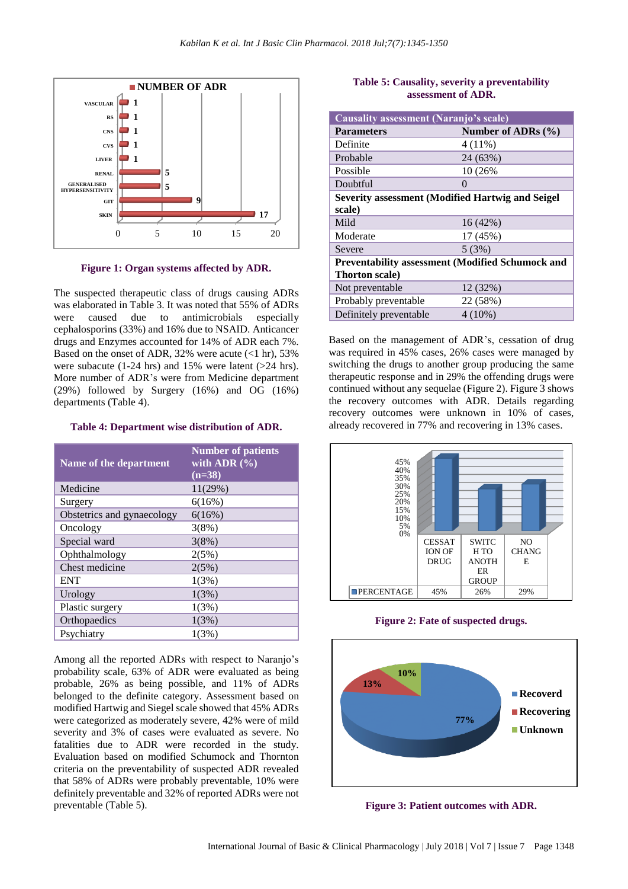Figure 1: Organ systems affected by ADR.

The suspected therapeutic class of drugs causing ADRs was elaborated in Table 3. It was noted that 55% of ADRs were caused due to antimicrobials especially cephalosporins (33%) and 16% due to NSAID. Anticancer drugs and Enzymes accounted for 14% of ADR each 7%. Based on the onset of ADR, 32% were acute (<1 hr), 53% were subacute (1-24 hrs) and 15% were latent (>24 hrs). More number of ADR's were from Medicine department (29%) followed by Surgery (16%) and OG (16%) departments (Table 4).

**Table 4: Department wise distribution of ADR.**

| Name of the department | Number of patients with ADR (%) (n=38) |
|---|---|
| Medicine | 11(29%) |
| Surgery | 6(16%) |
| Obstetrics and gynaecology | 6(16%) |
| Oncology | 3(8%) |
| Special ward | 3(8%) |
| Ophthalmology | 2(5%) |
| Chest medicine | 2(5%) |
| ENT | 1(3%) |
| Urology | 1(3%) |
| Plastic surgery | 1(3%) |
| Orthopaedics | 1(3%) |
| Psychiatry | 1(3%) |

Among all the reported ADRs with respect to Naranjo's probability scale, 63% of ADR were evaluated as being probable, 26% as being possible, and 11% of ADRs belonged to the definite category. Assessment based on modified Hartwig and Siegel scale showed that 45% ADRs were categorized as moderately severe, 42% were of mild severity and 3% of cases were evaluated as severe. No fatalities due to ADR were recorded in the study. Evaluation based on modified Schumock and Thornton criteria on the preventability of suspected ADR revealed that 58% of ADRs were probably preventable, 10% were definitely preventable and 32% of reported ADRs were not preventable (Table 5).

**Table 5: Causality, severity a preventability assessment of ADR.**

| Causality assessment (Naranjo's scale) | |
|---|---|
| **Parameters** | **Number of ADRs (%)** |
| Definite | 4 (11%) |
| Probable | 24 (63%) |
| Possible | 10 (26% |
| Doubtful | 0 |
| **Severity assessment (Modified Hartwig and Seigel scale)** | |
| Mild | 16 (42%) |
| Moderate | 17 (45%) |
| Severe | 5 (3%) |
| **Preventability assessment (Modified Schumock and Thorton scale)** | |
| Not preventable | 12 (32%) |
| Probably preventable | 22 (58%) |
| Definitely preventable | 4 (10%) |

Based on the management of ADR's, cessation of drug was required in 45% cases, 26% cases were managed by switching the drugs to another group producing the same therapeutic response and in 29% the offending drugs were continued without any sequelae (Figure 2). Figure 3 shows the recovery outcomes with ADR. Details regarding recovery outcomes were unknown in 10% of cases, already recovered in 77% and recovering in 13% cases.

Figure 2: Fate of suspected drugs.

Figure 3: Patient outcomes with ADR.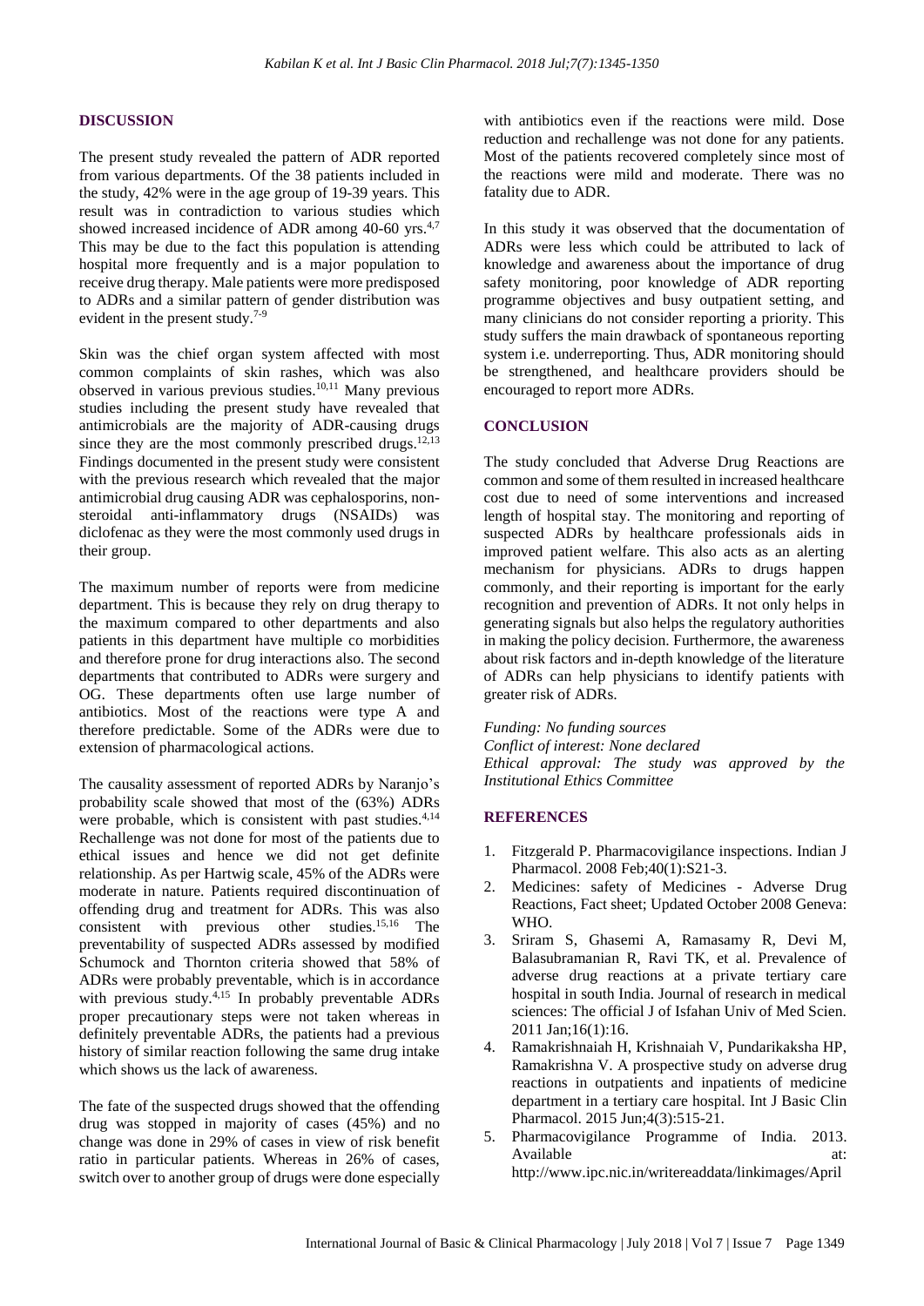## DISCUSSION

The present study revealed the pattern of ADR reported from various departments. Of the 38 patients included in the study, 42% were in the age group of 19-39 years. This result was in contradiction to various studies which showed increased incidence of ADR among 40-60 yrs.[4,7] This may be due to the fact this population is attending hospital more frequently and is a major population to receive drug therapy. Male patients were more predisposed to ADRs and a similar pattern of gender distribution was evident in the present study.[7-9]

Skin was the chief organ system affected with most common complaints of skin rashes, which was also observed in various previous studies.[10,11] Many previous studies including the present study have revealed that antimicrobials are the majority of ADR-causing drugs since they are the most commonly prescribed drugs.[12,13] Findings documented in the present study were consistent with the previous research which revealed that the major antimicrobial drug causing ADR was cephalosporins, non-steroidal anti-inflammatory drugs (NSAIDs) was diclofenac as they were the most commonly used drugs in their group.

The maximum number of reports were from medicine department. This is because they rely on drug therapy to the maximum compared to other departments and also patients in this department have multiple co morbidities and therefore prone for drug interactions also. The second departments that contributed to ADRs were surgery and OG. These departments often use large number of antibiotics. Most of the reactions were type A and therefore predictable. Some of the ADRs were due to extension of pharmacological actions.

The causality assessment of reported ADRs by Naranjo's probability scale showed that most of the (63%) ADRs were probable, which is consistent with past studies.[4,14] Rechallenge was not done for most of the patients due to ethical issues and hence we did not get definite relationship. As per Hartwig scale, 45% of the ADRs were moderate in nature. Patients required discontinuation of offending drug and treatment for ADRs. This was also consistent with previous other studies.[15,16] The preventability of suspected ADRs assessed by modified Schumock and Thornton criteria showed that 58% of ADRs were probably preventable, which is in accordance with previous study.[4,15] In probably preventable ADRs proper precautionary steps were not taken whereas in definitely preventable ADRs, the patients had a previous history of similar reaction following the same drug intake which shows us the lack of awareness.

The fate of the suspected drugs showed that the offending drug was stopped in majority of cases (45%) and no change was done in 29% of cases in view of risk benefit ratio in particular patients. Whereas in 26% of cases, switch over to another group of drugs were done especially with antibiotics even if the reactions were mild. Dose reduction and rechallenge was not done for any patients. Most of the patients recovered completely since most of the reactions were mild and moderate. There was no fatality due to ADR.

In this study it was observed that the documentation of ADRs were less which could be attributed to lack of knowledge and awareness about the importance of drug safety monitoring, poor knowledge of ADR reporting programme objectives and busy outpatient setting, and many clinicians do not consider reporting a priority. This study suffers the main drawback of spontaneous reporting system i.e. underreporting. Thus, ADR monitoring should be strengthened, and healthcare providers should be encouraged to report more ADRs.

## CONCLUSION

The study concluded that Adverse Drug Reactions are common and some of them resulted in increased healthcare cost due to need of some interventions and increased length of hospital stay. The monitoring and reporting of suspected ADRs by healthcare professionals aids in improved patient welfare. This also acts as an alerting mechanism for physicians. ADRs to drugs happen commonly, and their reporting is important for the early recognition and prevention of ADRs. It not only helps in generating signals but also helps the regulatory authorities in making the policy decision. Furthermore, the awareness about risk factors and in-depth knowledge of the literature of ADRs can help physicians to identify patients with greater risk of ADRs.

*Funding: No funding sources*
*Conflict of interest: None declared*
*Ethical approval: The study was approved by the Institutional Ethics Committee*

## REFERENCES

1. Fitzgerald P. Pharmacovigilance inspections. Indian J Pharmacol. 2008 Feb;40(1):S21-3.
2. Medicines: safety of Medicines - Adverse Drug Reactions, Fact sheet; Updated October 2008 Geneva: WHO.
3. Sriram S, Ghasemi A, Ramasamy R, Devi M, Balasubramanian R, Ravi TK, et al. Prevalence of adverse drug reactions at a private tertiary care hospital in south India. Journal of research in medical sciences: The official J of Isfahan Univ of Med Scien. 2011 Jan;16(1):16.
4. Ramakrishnaiah H, Krishnaiah V, Pundarikaksha HP, Ramakrishna V. A prospective study on adverse drug reactions in outpatients and inpatients of medicine department in a tertiary care hospital. Int J Basic Clin Pharmacol. 2015 Jun;4(3):515-21.
5. Pharmacovigilance Programme of India. 2013. Available at: http://www.ipc.nic.in/writereaddata/linkimages/April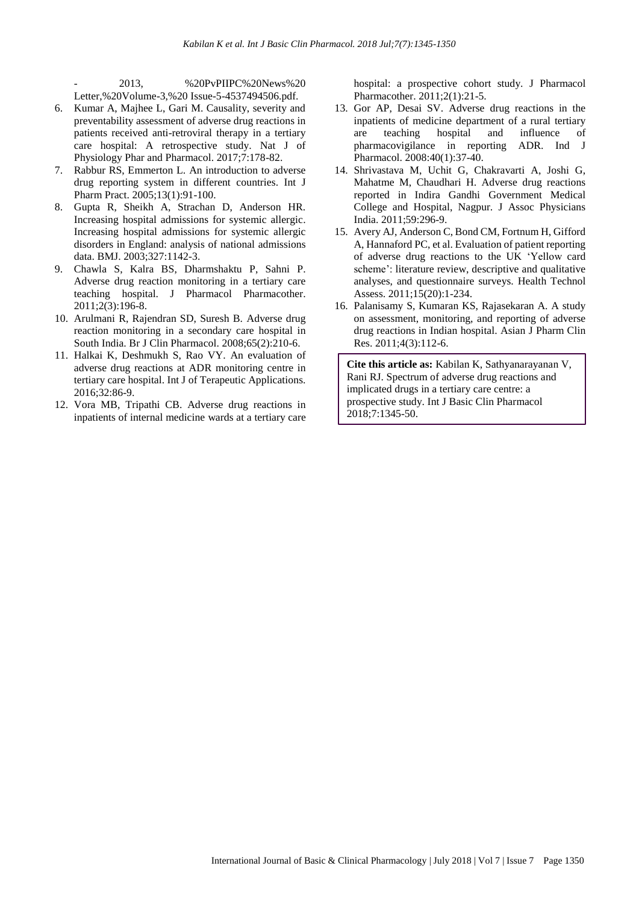- 2013, %20PvPIIPC%20News%20 Letter,%20Volume-3,%20 Issue-5-4537494506.pdf.

6. Kumar A, Majhee L, Gari M. Causality, severity and preventability assessment of adverse drug reactions in patients received anti-retroviral therapy in a tertiary care hospital: A retrospective study. Nat J of Physiology Phar and Pharmacol. 2017;7:178-82.
7. Rabbur RS, Emmerton L. An introduction to adverse drug reporting system in different countries. Int J Pharm Pract. 2005;13(1):91-100.
8. Gupta R, Sheikh A, Strachan D, Anderson HR. Increasing hospital admissions for systemic allergic. Increasing hospital admissions for systemic allergic disorders in England: analysis of national admissions data. BMJ. 2003;327:1142-3.
9. Chawla S, Kalra BS, Dharmshaktu P, Sahni P. Adverse drug reaction monitoring in a tertiary care teaching hospital. J Pharmacol Pharmacother. 2011;2(3):196-8.
10. Arulmani R, Rajendran SD, Suresh B. Adverse drug reaction monitoring in a secondary care hospital in South India. Br J Clin Pharmacol. 2008;65(2):210-6.
11. Halkai K, Deshmukh S, Rao VY. An evaluation of adverse drug reactions at ADR monitoring centre in tertiary care hospital. Int J of Terapeutic Applications. 2016;32:86-9.
12. Vora MB, Tripathi CB. Adverse drug reactions in inpatients of internal medicine wards at a tertiary care hospital: a prospective cohort study. J Pharmacol Pharmacother. 2011;2(1):21-5.
13. Gor AP, Desai SV. Adverse drug reactions in the inpatients of medicine department of a rural tertiary are teaching hospital and influence of pharmacovigilance in reporting ADR. Ind J Pharmacol. 2008:40(1):37-40.
14. Shrivastava M, Uchit G, Chakravarti A, Joshi G, Mahatme M, Chaudhari H. Adverse drug reactions reported in Indira Gandhi Government Medical College and Hospital, Nagpur. J Assoc Physicians India. 2011;59:296-9.
15. Avery AJ, Anderson C, Bond CM, Fortnum H, Gifford A, Hannaford PC, et al. Evaluation of patient reporting of adverse drug reactions to the UK 'Yellow card scheme': literature review, descriptive and qualitative analyses, and questionnaire surveys. Health Technol Assess. 2011;15(20):1-234.
16. Palanisamy S, Kumaran KS, Rajasekaran A. A study on assessment, monitoring, and reporting of adverse drug reactions in Indian hospital. Asian J Pharm Clin Res. 2011;4(3):112-6.

**Cite this article as:** Kabilan K, Sathyanarayanan V, Rani RJ. Spectrum of adverse drug reactions and implicated drugs in a tertiary care centre: a prospective study. Int J Basic Clin Pharmacol 2018;7:1345-50.